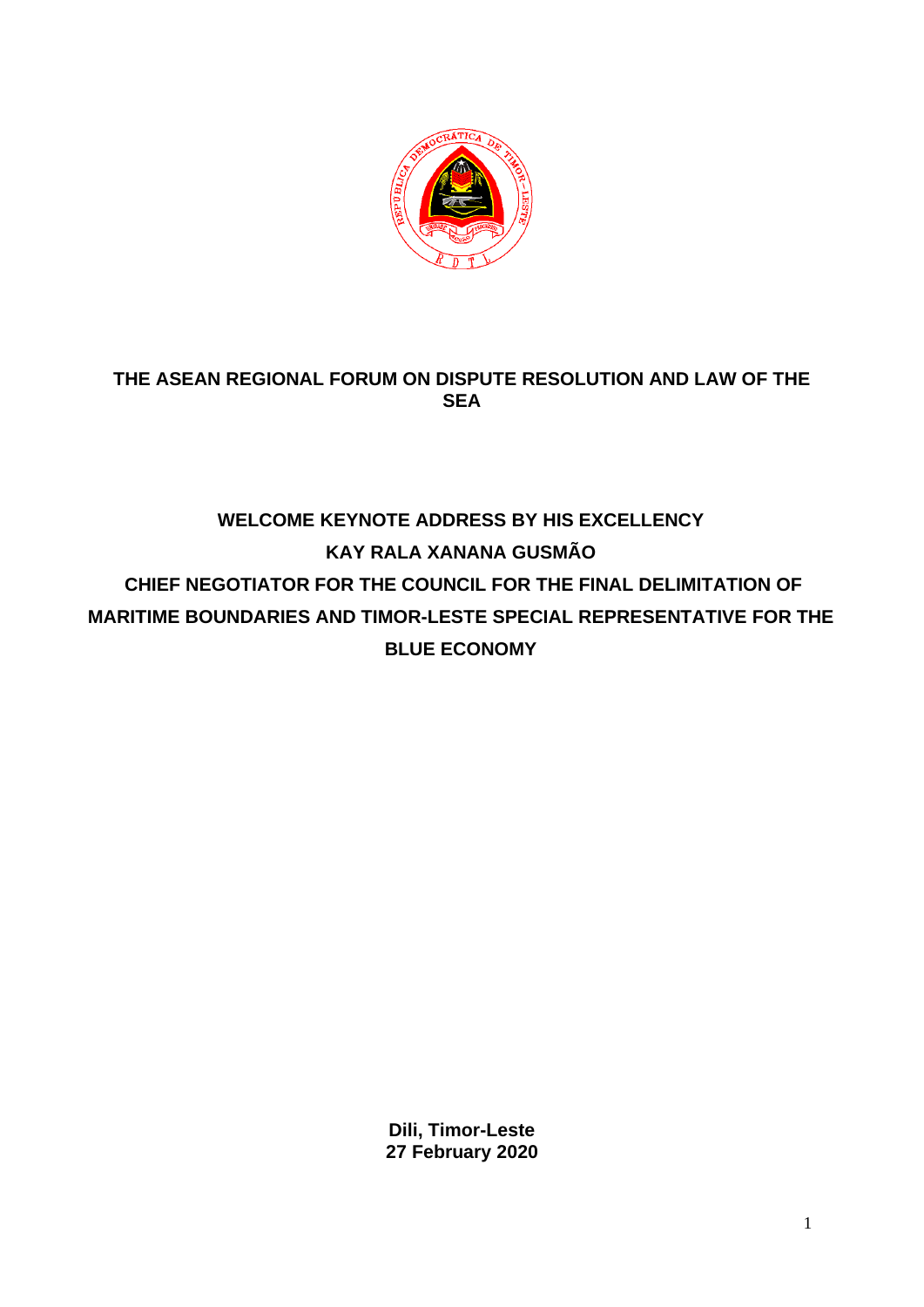**THE ASEAN REGIONAL FORUM ON DISPUTE RESOLUTION AND LAW OF THE SEA**

**WELCOME KEYNOTE ADDRESS BY HIS EXCELLENCY**

**KAY RALA XANANA GUSMÃO**

**CHIEF NEGOTIATOR FOR THE COUNCIL FOR THE FINAL DELIMITATION OF MARITIME BOUNDARIES AND TIMOR-LESTE SPECIAL REPRESENTATIVE FOR THE BLUE ECONOMY**

**Dili, Timor-Leste**
**27 February 2020**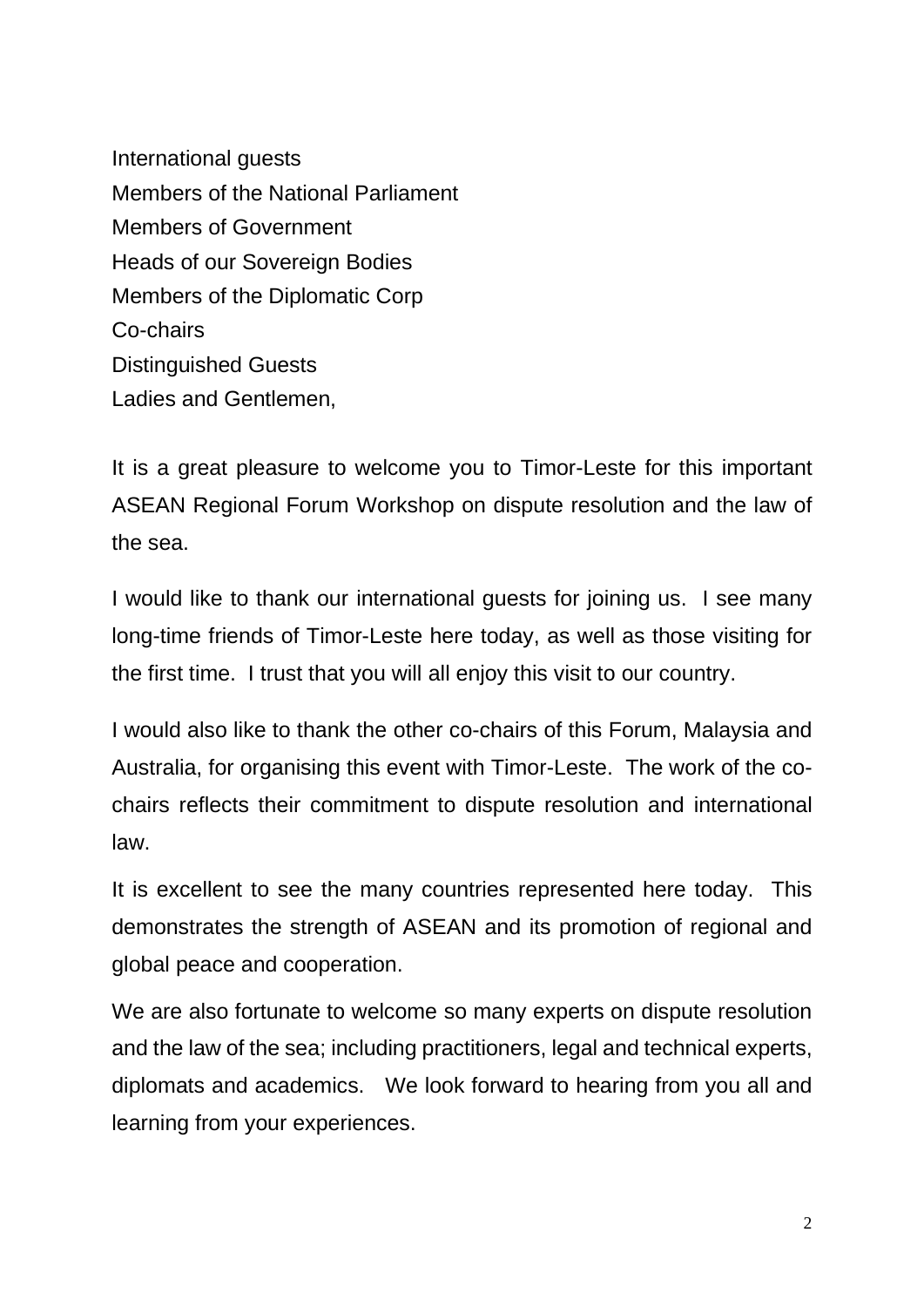International guests
Members of the National Parliament
Members of Government
Heads of our Sovereign Bodies
Members of the Diplomatic Corp
Co-chairs
Distinguished Guests
Ladies and Gentlemen,

It is a great pleasure to welcome you to Timor-Leste for this important ASEAN Regional Forum Workshop on dispute resolution and the law of the sea.

I would like to thank our international guests for joining us. I see many long-time friends of Timor-Leste here today, as well as those visiting for the first time. I trust that you will all enjoy this visit to our country.

I would also like to thank the other co-chairs of this Forum, Malaysia and Australia, for organising this event with Timor-Leste. The work of the co-chairs reflects their commitment to dispute resolution and international law.

It is excellent to see the many countries represented here today. This demonstrates the strength of ASEAN and its promotion of regional and global peace and cooperation.

We are also fortunate to welcome so many experts on dispute resolution and the law of the sea; including practitioners, legal and technical experts, diplomats and academics. We look forward to hearing from you all and learning from your experiences.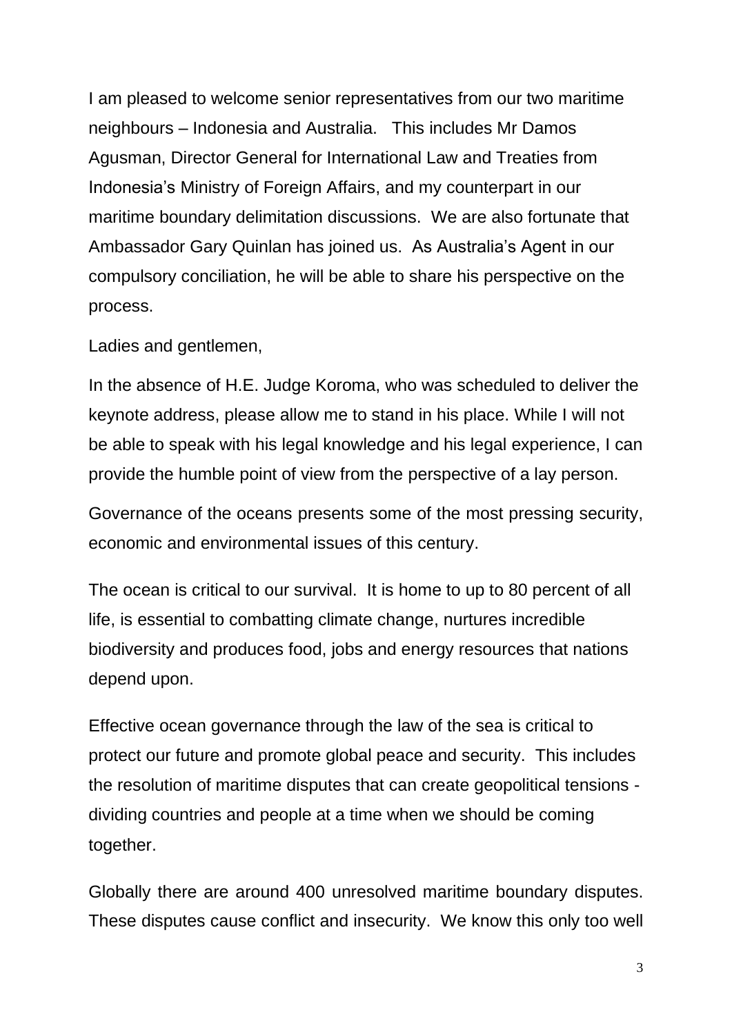I am pleased to welcome senior representatives from our two maritime neighbours – Indonesia and Australia. This includes Mr Damos Agusman, Director General for International Law and Treaties from Indonesia's Ministry of Foreign Affairs, and my counterpart in our maritime boundary delimitation discussions. We are also fortunate that Ambassador Gary Quinlan has joined us. As Australia's Agent in our compulsory conciliation, he will be able to share his perspective on the process.

Ladies and gentlemen,

In the absence of H.E. Judge Koroma, who was scheduled to deliver the keynote address, please allow me to stand in his place. While I will not be able to speak with his legal knowledge and his legal experience, I can provide the humble point of view from the perspective of a lay person.

Governance of the oceans presents some of the most pressing security, economic and environmental issues of this century.

The ocean is critical to our survival. It is home to up to 80 percent of all life, is essential to combatting climate change, nurtures incredible biodiversity and produces food, jobs and energy resources that nations depend upon.

Effective ocean governance through the law of the sea is critical to protect our future and promote global peace and security. This includes the resolution of maritime disputes that can create geopolitical tensions - dividing countries and people at a time when we should be coming together.

Globally there are around 400 unresolved maritime boundary disputes. These disputes cause conflict and insecurity. We know this only too well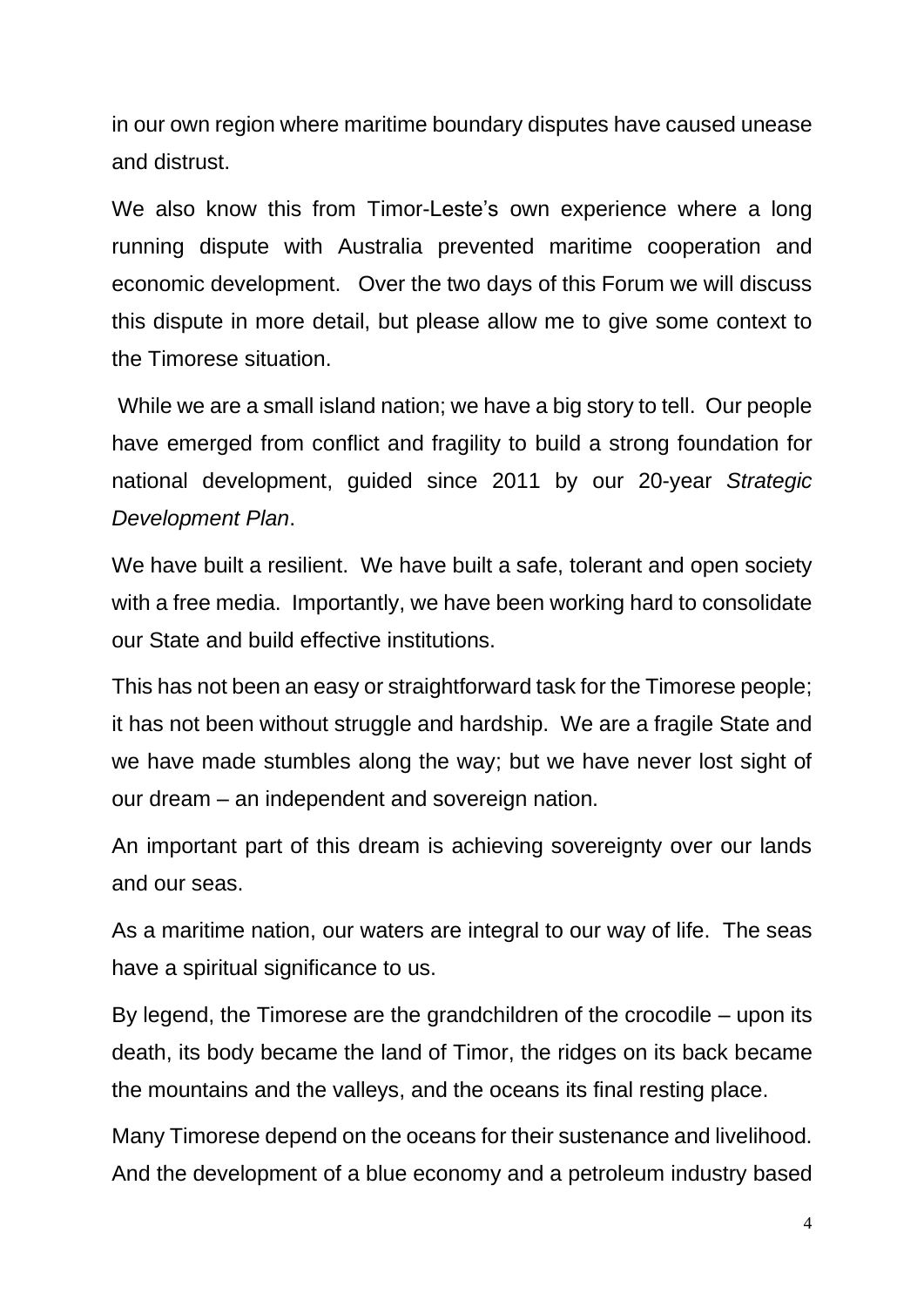in our own region where maritime boundary disputes have caused unease and distrust.

We also know this from Timor-Leste's own experience where a long running dispute with Australia prevented maritime cooperation and economic development. Over the two days of this Forum we will discuss this dispute in more detail, but please allow me to give some context to the Timorese situation.

While we are a small island nation; we have a big story to tell. Our people have emerged from conflict and fragility to build a strong foundation for national development, guided since 2011 by our 20-year *Strategic Development Plan*.

We have built a resilient. We have built a safe, tolerant and open society with a free media. Importantly, we have been working hard to consolidate our State and build effective institutions.

This has not been an easy or straightforward task for the Timorese people; it has not been without struggle and hardship. We are a fragile State and we have made stumbles along the way; but we have never lost sight of our dream – an independent and sovereign nation.

An important part of this dream is achieving sovereignty over our lands and our seas.

As a maritime nation, our waters are integral to our way of life. The seas have a spiritual significance to us.

By legend, the Timorese are the grandchildren of the crocodile – upon its death, its body became the land of Timor, the ridges on its back became the mountains and the valleys, and the oceans its final resting place.

Many Timorese depend on the oceans for their sustenance and livelihood. And the development of a blue economy and a petroleum industry based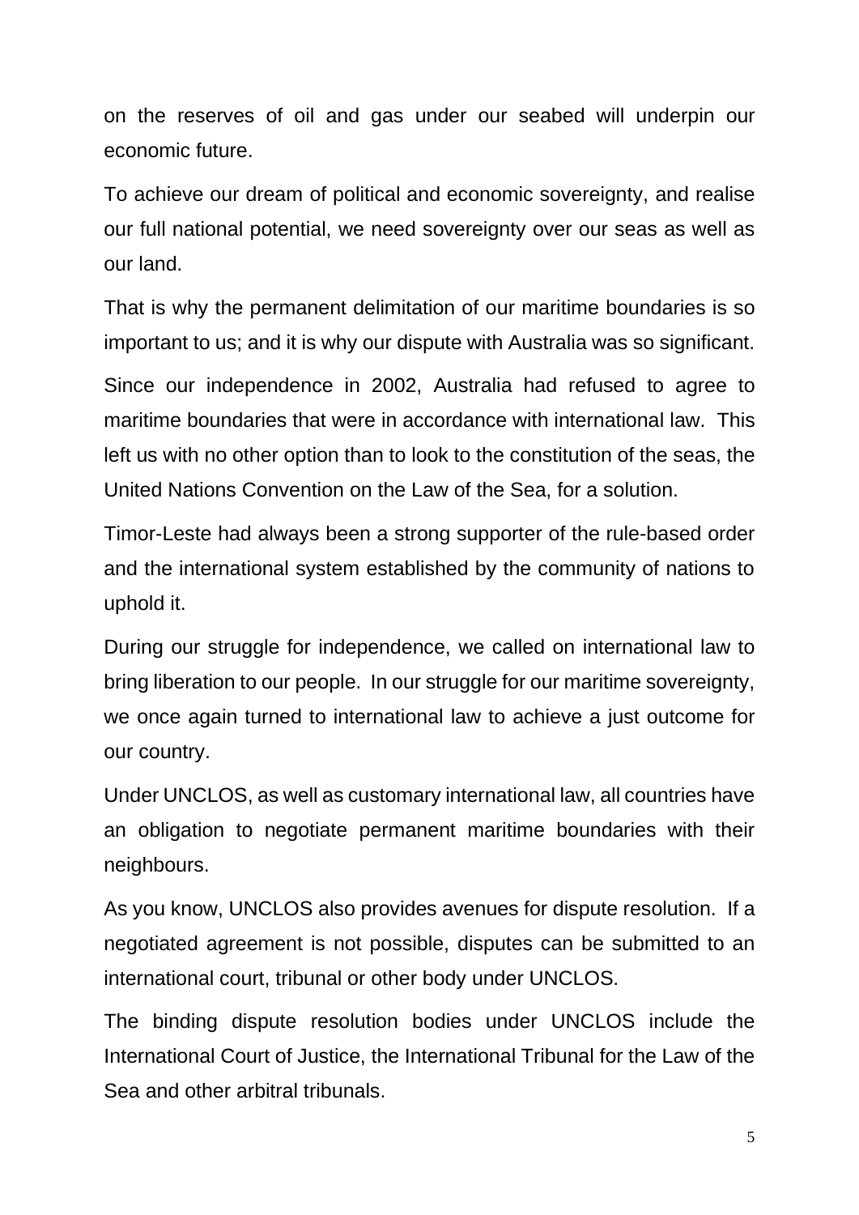on the reserves of oil and gas under our seabed will underpin our economic future.

To achieve our dream of political and economic sovereignty, and realise our full national potential, we need sovereignty over our seas as well as our land.

That is why the permanent delimitation of our maritime boundaries is so important to us; and it is why our dispute with Australia was so significant.

Since our independence in 2002, Australia had refused to agree to maritime boundaries that were in accordance with international law. This left us with no other option than to look to the constitution of the seas, the United Nations Convention on the Law of the Sea, for a solution.

Timor-Leste had always been a strong supporter of the rule-based order and the international system established by the community of nations to uphold it.

During our struggle for independence, we called on international law to bring liberation to our people. In our struggle for our maritime sovereignty, we once again turned to international law to achieve a just outcome for our country.

Under UNCLOS, as well as customary international law, all countries have an obligation to negotiate permanent maritime boundaries with their neighbours.

As you know, UNCLOS also provides avenues for dispute resolution. If a negotiated agreement is not possible, disputes can be submitted to an international court, tribunal or other body under UNCLOS.

The binding dispute resolution bodies under UNCLOS include the International Court of Justice, the International Tribunal for the Law of the Sea and other arbitral tribunals.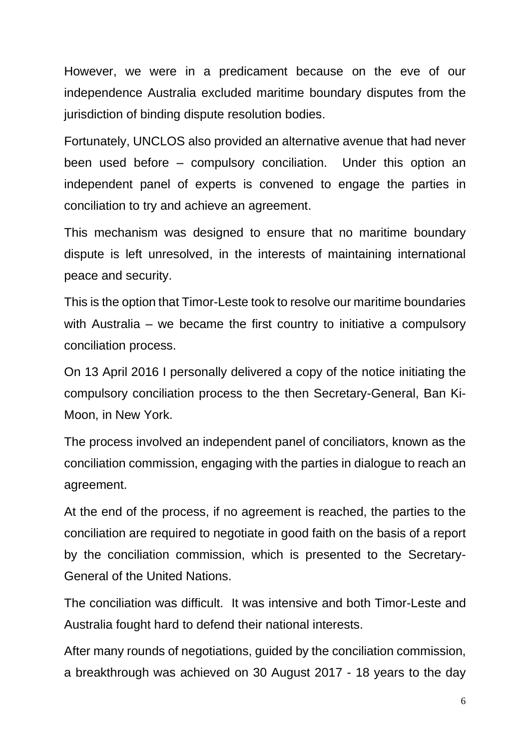However, we were in a predicament because on the eve of our independence Australia excluded maritime boundary disputes from the jurisdiction of binding dispute resolution bodies.

Fortunately, UNCLOS also provided an alternative avenue that had never been used before – compulsory conciliation. Under this option an independent panel of experts is convened to engage the parties in conciliation to try and achieve an agreement.

This mechanism was designed to ensure that no maritime boundary dispute is left unresolved, in the interests of maintaining international peace and security.

This is the option that Timor-Leste took to resolve our maritime boundaries with Australia – we became the first country to initiative a compulsory conciliation process.

On 13 April 2016 I personally delivered a copy of the notice initiating the compulsory conciliation process to the then Secretary-General, Ban Ki-Moon, in New York.

The process involved an independent panel of conciliators, known as the conciliation commission, engaging with the parties in dialogue to reach an agreement.

At the end of the process, if no agreement is reached, the parties to the conciliation are required to negotiate in good faith on the basis of a report by the conciliation commission, which is presented to the Secretary-General of the United Nations.

The conciliation was difficult. It was intensive and both Timor-Leste and Australia fought hard to defend their national interests.

After many rounds of negotiations, guided by the conciliation commission, a breakthrough was achieved on 30 August 2017 - 18 years to the day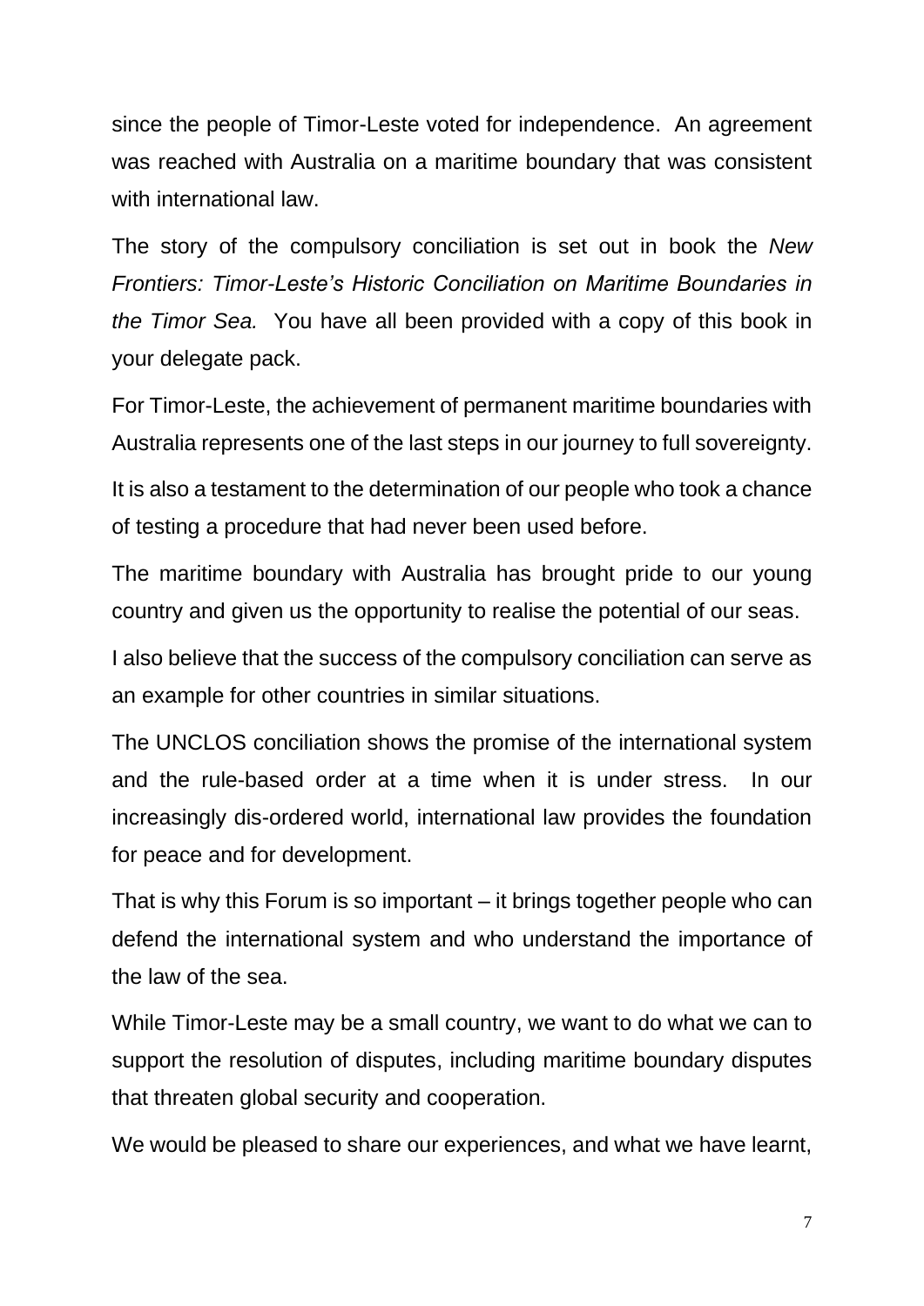since the people of Timor-Leste voted for independence. An agreement was reached with Australia on a maritime boundary that was consistent with international law.

The story of the compulsory conciliation is set out in book the *New Frontiers: Timor-Leste's Historic Conciliation on Maritime Boundaries in the Timor Sea.* You have all been provided with a copy of this book in your delegate pack.

For Timor-Leste, the achievement of permanent maritime boundaries with Australia represents one of the last steps in our journey to full sovereignty.

It is also a testament to the determination of our people who took a chance of testing a procedure that had never been used before.

The maritime boundary with Australia has brought pride to our young country and given us the opportunity to realise the potential of our seas.

I also believe that the success of the compulsory conciliation can serve as an example for other countries in similar situations.

The UNCLOS conciliation shows the promise of the international system and the rule-based order at a time when it is under stress. In our increasingly dis-ordered world, international law provides the foundation for peace and for development.

That is why this Forum is so important – it brings together people who can defend the international system and who understand the importance of the law of the sea.

While Timor-Leste may be a small country, we want to do what we can to support the resolution of disputes, including maritime boundary disputes that threaten global security and cooperation.

We would be pleased to share our experiences, and what we have learnt,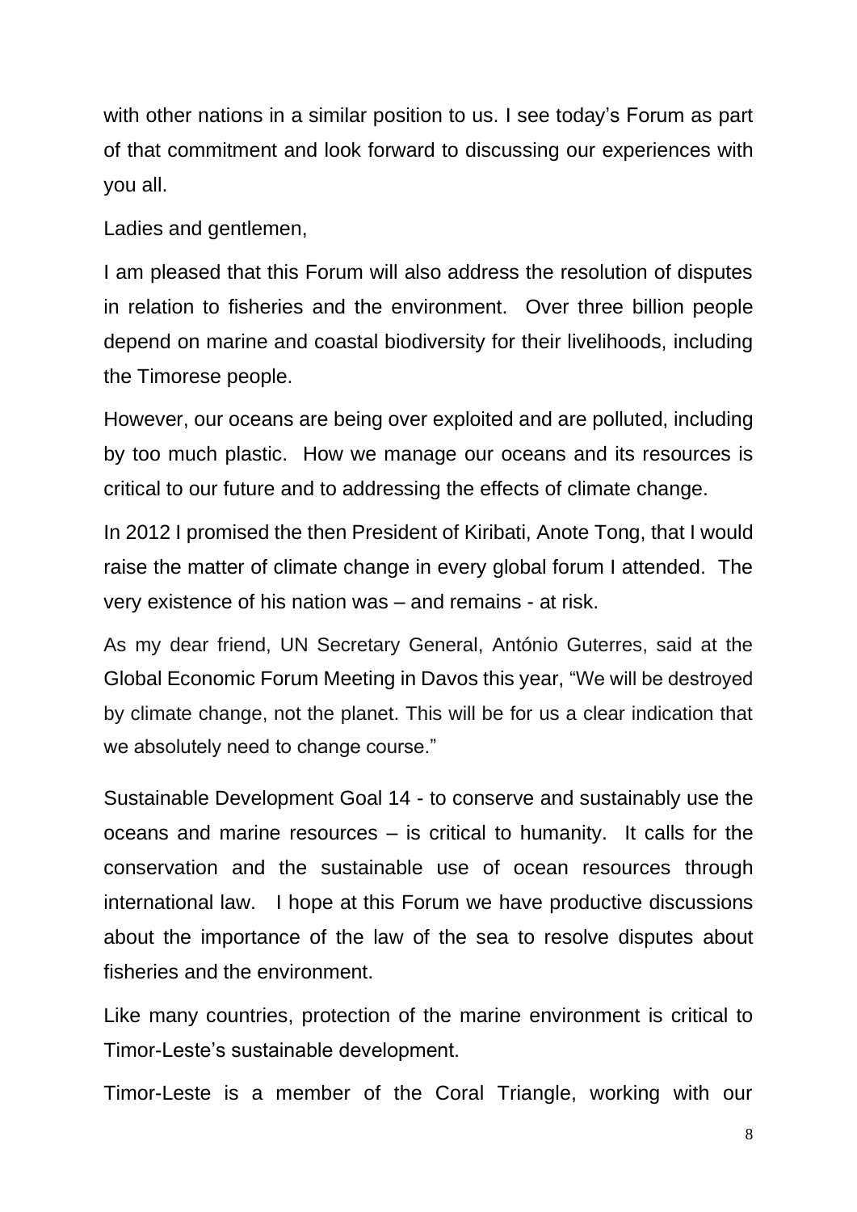with other nations in a similar position to us. I see today's Forum as part of that commitment and look forward to discussing our experiences with you all.

Ladies and gentlemen,

I am pleased that this Forum will also address the resolution of disputes in relation to fisheries and the environment. Over three billion people depend on marine and coastal biodiversity for their livelihoods, including the Timorese people.

However, our oceans are being over exploited and are polluted, including by too much plastic. How we manage our oceans and its resources is critical to our future and to addressing the effects of climate change.

In 2012 I promised the then President of Kiribati, Anote Tong, that I would raise the matter of climate change in every global forum I attended. The very existence of his nation was – and remains - at risk.

As my dear friend, UN Secretary General, António Guterres, said at the Global Economic Forum Meeting in Davos this year, "We will be destroyed by climate change, not the planet. This will be for us a clear indication that we absolutely need to change course."

Sustainable Development Goal 14 - to conserve and sustainably use the oceans and marine resources – is critical to humanity. It calls for the conservation and the sustainable use of ocean resources through international law. I hope at this Forum we have productive discussions about the importance of the law of the sea to resolve disputes about fisheries and the environment.

Like many countries, protection of the marine environment is critical to Timor-Leste's sustainable development.

Timor-Leste is a member of the Coral Triangle, working with our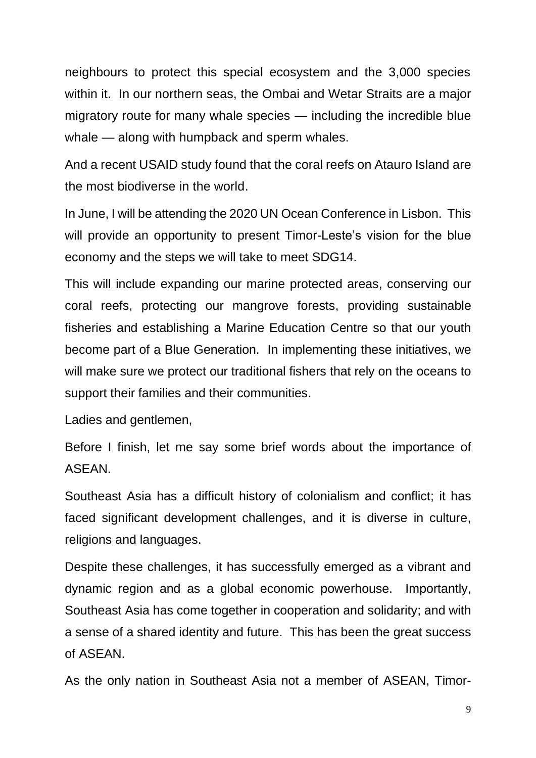neighbours to protect this special ecosystem and the 3,000 species within it. In our northern seas, the Ombai and Wetar Straits are a major migratory route for many whale species — including the incredible blue whale — along with humpback and sperm whales.

And a recent USAID study found that the coral reefs on Atauro Island are the most biodiverse in the world.

In June, I will be attending the 2020 UN Ocean Conference in Lisbon. This will provide an opportunity to present Timor-Leste's vision for the blue economy and the steps we will take to meet SDG14.

This will include expanding our marine protected areas, conserving our coral reefs, protecting our mangrove forests, providing sustainable fisheries and establishing a Marine Education Centre so that our youth become part of a Blue Generation. In implementing these initiatives, we will make sure we protect our traditional fishers that rely on the oceans to support their families and their communities.

Ladies and gentlemen,

Before I finish, let me say some brief words about the importance of ASEAN.

Southeast Asia has a difficult history of colonialism and conflict; it has faced significant development challenges, and it is diverse in culture, religions and languages.

Despite these challenges, it has successfully emerged as a vibrant and dynamic region and as a global economic powerhouse. Importantly, Southeast Asia has come together in cooperation and solidarity; and with a sense of a shared identity and future. This has been the great success of ASEAN.

As the only nation in Southeast Asia not a member of ASEAN, Timor-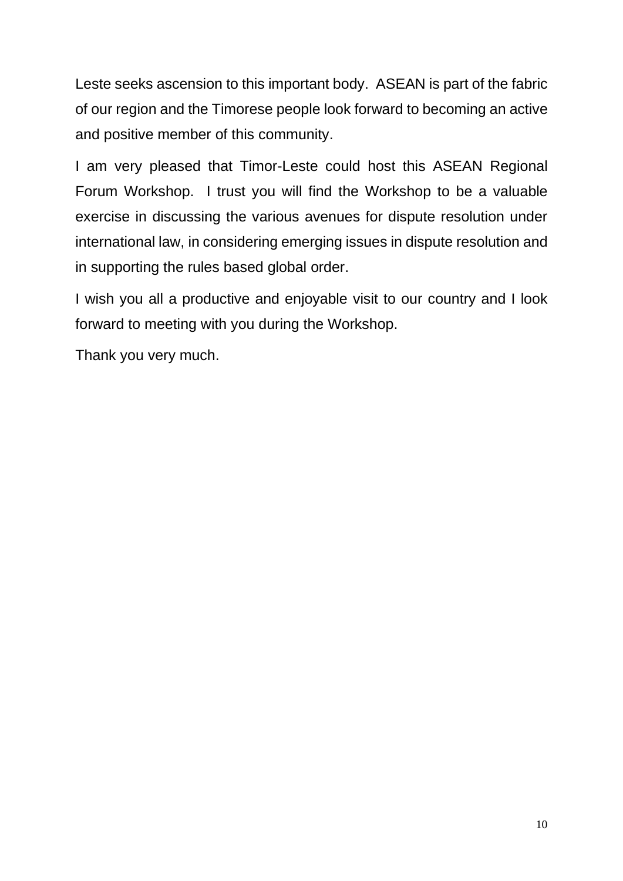Leste seeks ascension to this important body.  ASEAN is part of the fabric of our region and the Timorese people look forward to becoming an active and positive member of this community.

I am very pleased that Timor-Leste could host this ASEAN Regional Forum Workshop.  I trust you will find the Workshop to be a valuable exercise in discussing the various avenues for dispute resolution under international law, in considering emerging issues in dispute resolution and in supporting the rules based global order.

I wish you all a productive and enjoyable visit to our country and I look forward to meeting with you during the Workshop.

Thank you very much.